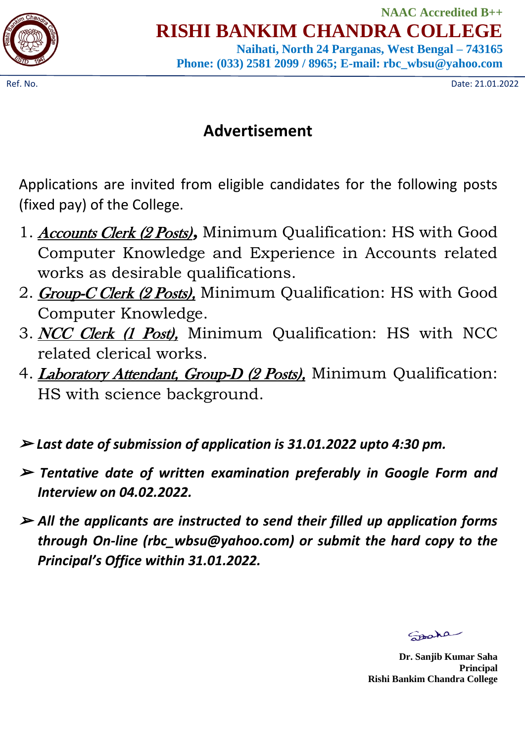NAAC Accredited B++

# RISHI BANKIM CHANDRA COLLEGE

**Naihati, North 24 Parganas, West Bengal – 743165**
**Phone: (033) 2581 2099 / 8965; E-mail: rbc_wbsu@yahoo.com**

Ref. No.

Date: 21.01.2022

## Advertisement

Applications are invited from eligible candidates for the following posts (fixed pay) of the College.

1. ***Accounts Clerk (2 Posts)*****,** Minimum Qualification: HS with Good Computer Knowledge and Experience in Accounts related works as desirable qualifications.
2. ***Group-C Clerk (2 Posts),*** Minimum Qualification: HS with Good Computer Knowledge.
3. ***NCC Clerk (1 Post),*** Minimum Qualification: HS with NCC related clerical works.
4. ***Laboratory Attendant, Group-D (2 Posts),*** Minimum Qualification: HS with science background.

- ***Last date of submission of application is 31.01.2022 upto 4:30 pm.***
- ***Tentative date of written examination preferably in Google Form and Interview on 04.02.2022.***
- ***All the applicants are instructed to send their filled up application forms through On-line (rbc_wbsu@yahoo.com) or submit the hard copy to the Principal's Office within 31.01.2022.***

**Dr. Sanjib Kumar Saha**
**Principal**
**Rishi Bankim Chandra College**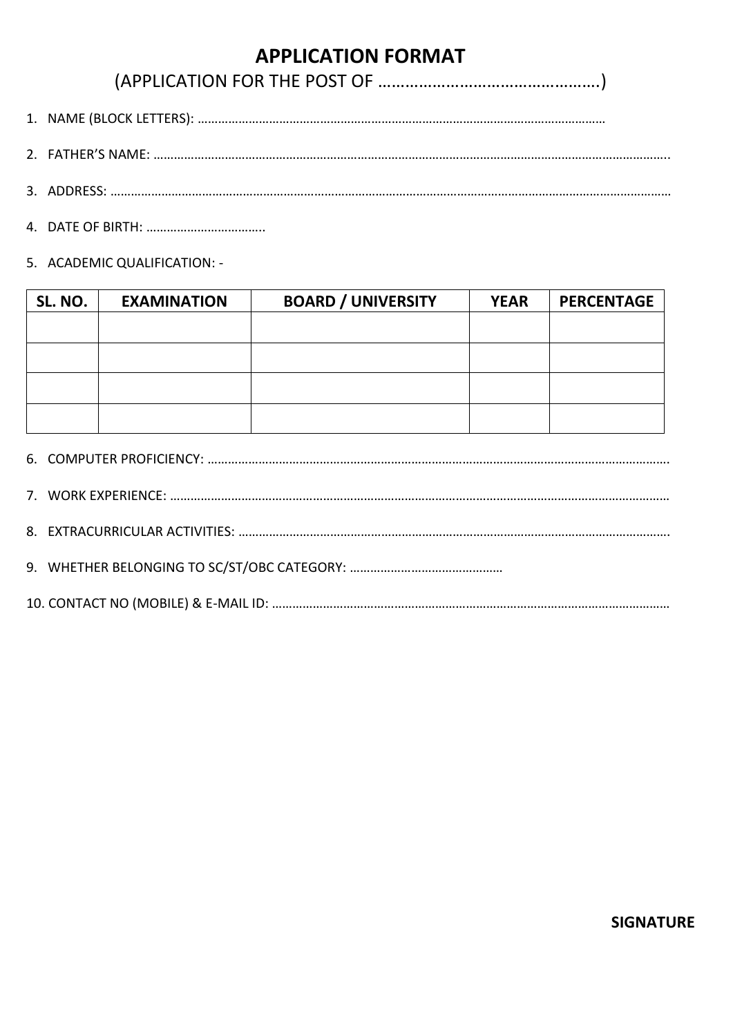# APPLICATION FORMAT

## (APPLICATION FOR THE POST OF ………………………………………….)

1. NAME (BLOCK LETTERS): …………………………………………………………………………………………………

2. FATHER'S NAME: ………………………………………………………………………………………………………………………..

3. ADDRESS: ………………………………………………………………………………………………………………………………

4. DATE OF BIRTH: ……………………………..

5. ACADEMIC QUALIFICATION: -

| SL. NO. | EXAMINATION | BOARD / UNIVERSITY | YEAR | PERCENTAGE |
|---|---|---|---|---|
| | | | | |
| | | | | |
| | | | | |
| | | | | |

6. COMPUTER PROFICIENCY: ……………………………………………………………………………………………………………….

7. WORK EXPERIENCE: ………………………………………………………………………………………………………………………

8. EXTRACURRICULAR ACTIVITIES: ……………………………………………………………………………………………………….

9. WHETHER BELONGING TO SC/ST/OBC CATEGORY: ………………………………………

10. CONTACT NO (MOBILE) & E-MAIL ID: ……………………………………………………………………………………………

**SIGNATURE**